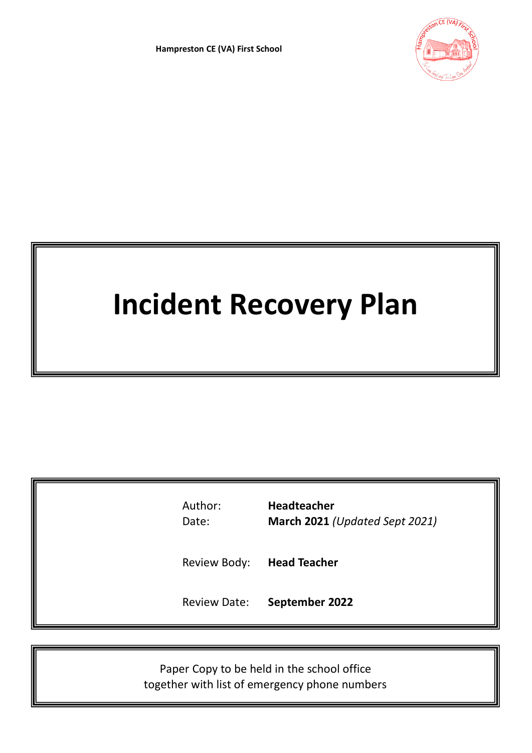**Hampreston CE (VA) First School**

# Incident Recovery Plan

| | |
|---|---|
| Author: | **Headteacher** |
| Date: | **March 2021** *(Updated Sept 2021)* |
| Review Body: | **Head Teacher** |
| Review Date: | **September 2022** |

Paper Copy to be held in the school office
together with list of emergency phone numbers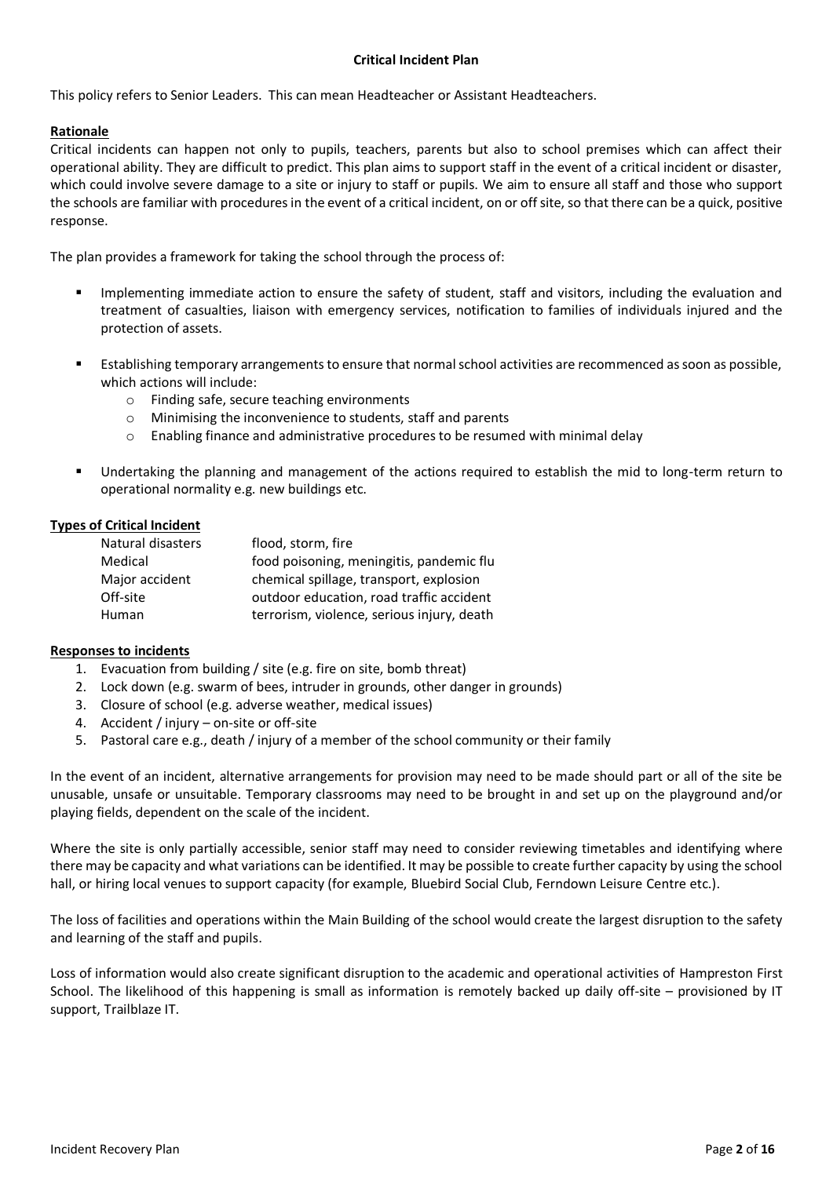# Critical Incident Plan

This policy refers to Senior Leaders. This can mean Headteacher or Assistant Headteachers.

## Rationale

Critical incidents can happen not only to pupils, teachers, parents but also to school premises which can affect their operational ability. They are difficult to predict. This plan aims to support staff in the event of a critical incident or disaster, which could involve severe damage to a site or injury to staff or pupils. We aim to ensure all staff and those who support the schools are familiar with procedures in the event of a critical incident, on or off site, so that there can be a quick, positive response.

The plan provides a framework for taking the school through the process of:

- Implementing immediate action to ensure the safety of student, staff and visitors, including the evaluation and treatment of casualties, liaison with emergency services, notification to families of individuals injured and the protection of assets.
- Establishing temporary arrangements to ensure that normal school activities are recommenced as soon as possible, which actions will include:
  - Finding safe, secure teaching environments
  - Minimising the inconvenience to students, staff and parents
  - Enabling finance and administrative procedures to be resumed with minimal delay
- Undertaking the planning and management of the actions required to establish the mid to long-term return to operational normality e.g. new buildings etc.

## Types of Critical Incident

| | |
|---|---|
| Natural disasters | flood, storm, fire |
| Medical | food poisoning, meningitis, pandemic flu |
| Major accident | chemical spillage, transport, explosion |
| Off-site | outdoor education, road traffic accident |
| Human | terrorism, violence, serious injury, death |

## Responses to incidents

1. Evacuation from building / site (e.g. fire on site, bomb threat)
2. Lock down (e.g. swarm of bees, intruder in grounds, other danger in grounds)
3. Closure of school (e.g. adverse weather, medical issues)
4. Accident / injury – on-site or off-site
5. Pastoral care e.g., death / injury of a member of the school community or their family

In the event of an incident, alternative arrangements for provision may need to be made should part or all of the site be unusable, unsafe or unsuitable. Temporary classrooms may need to be brought in and set up on the playground and/or playing fields, dependent on the scale of the incident.

Where the site is only partially accessible, senior staff may need to consider reviewing timetables and identifying where there may be capacity and what variations can be identified. It may be possible to create further capacity by using the school hall, or hiring local venues to support capacity (for example, Bluebird Social Club, Ferndown Leisure Centre etc.).

The loss of facilities and operations within the Main Building of the school would create the largest disruption to the safety and learning of the staff and pupils.

Loss of information would also create significant disruption to the academic and operational activities of Hampreston First School. The likelihood of this happening is small as information is remotely backed up daily off-site – provisioned by IT support, Trailblaze IT.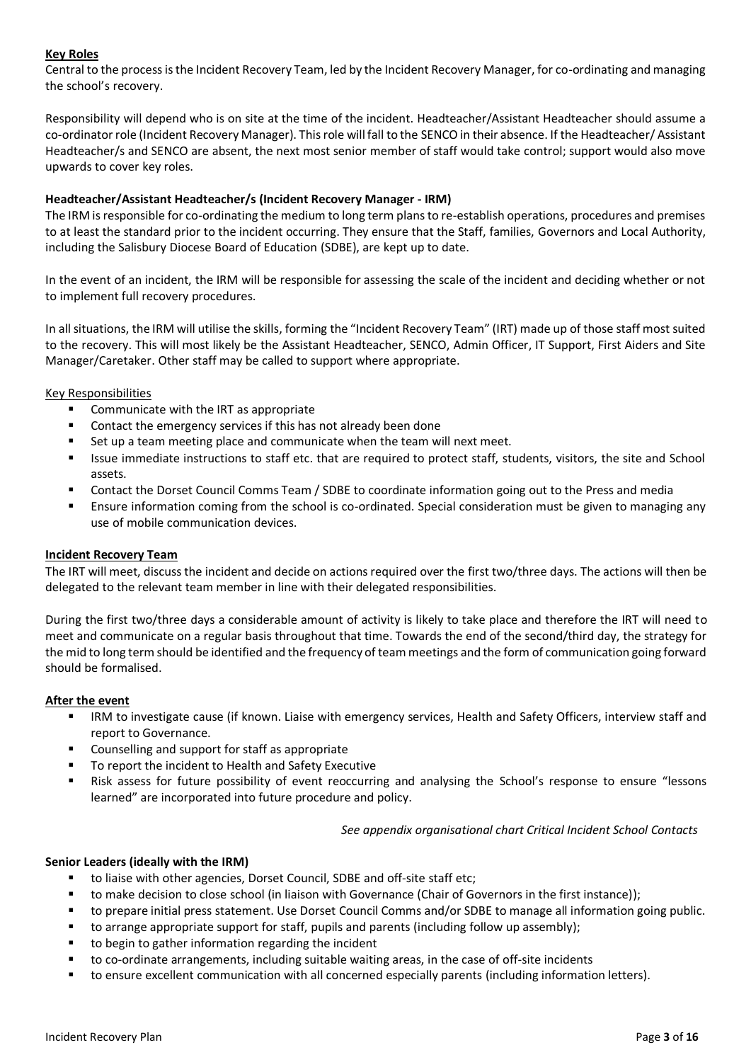## Key Roles

Central to the process is the Incident Recovery Team, led by the Incident Recovery Manager, for co-ordinating and managing the school's recovery.

Responsibility will depend who is on site at the time of the incident. Headteacher/Assistant Headteacher should assume a co-ordinator role (Incident Recovery Manager). This role will fall to the SENCO in their absence. If the Headteacher/ Assistant Headteacher/s and SENCO are absent, the next most senior member of staff would take control; support would also move upwards to cover key roles.

### Headteacher/Assistant Headteacher/s (Incident Recovery Manager - IRM)

The IRM is responsible for co-ordinating the medium to long term plans to re-establish operations, procedures and premises to at least the standard prior to the incident occurring. They ensure that the Staff, families, Governors and Local Authority, including the Salisbury Diocese Board of Education (SDBE), are kept up to date.

In the event of an incident, the IRM will be responsible for assessing the scale of the incident and deciding whether or not to implement full recovery procedures.

In all situations, the IRM will utilise the skills, forming the "Incident Recovery Team" (IRT) made up of those staff most suited to the recovery. This will most likely be the Assistant Headteacher, SENCO, Admin Officer, IT Support, First Aiders and Site Manager/Caretaker. Other staff may be called to support where appropriate.

Key Responsibilities

- Communicate with the IRT as appropriate
- Contact the emergency services if this has not already been done
- Set up a team meeting place and communicate when the team will next meet.
- Issue immediate instructions to staff etc. that are required to protect staff, students, visitors, the site and School assets.
- Contact the Dorset Council Comms Team / SDBE to coordinate information going out to the Press and media
- Ensure information coming from the school is co-ordinated. Special consideration must be given to managing any use of mobile communication devices.

## Incident Recovery Team

The IRT will meet, discuss the incident and decide on actions required over the first two/three days. The actions will then be delegated to the relevant team member in line with their delegated responsibilities.

During the first two/three days a considerable amount of activity is likely to take place and therefore the IRT will need to meet and communicate on a regular basis throughout that time. Towards the end of the second/third day, the strategy for the mid to long term should be identified and the frequency of team meetings and the form of communication going forward should be formalised.

## After the event

- IRM to investigate cause (if known. Liaise with emergency services, Health and Safety Officers, interview staff and report to Governance.
- Counselling and support for staff as appropriate
- To report the incident to Health and Safety Executive
- Risk assess for future possibility of event reoccurring and analysing the School's response to ensure "lessons learned" are incorporated into future procedure and policy.

*See appendix organisational chart Critical Incident School Contacts*

### Senior Leaders (ideally with the IRM)

- to liaise with other agencies, Dorset Council, SDBE and off-site staff etc;
- to make decision to close school (in liaison with Governance (Chair of Governors in the first instance));
- to prepare initial press statement. Use Dorset Council Comms and/or SDBE to manage all information going public.
- to arrange appropriate support for staff, pupils and parents (including follow up assembly);
- to begin to gather information regarding the incident
- to co-ordinate arrangements, including suitable waiting areas, in the case of off-site incidents
- to ensure excellent communication with all concerned especially parents (including information letters).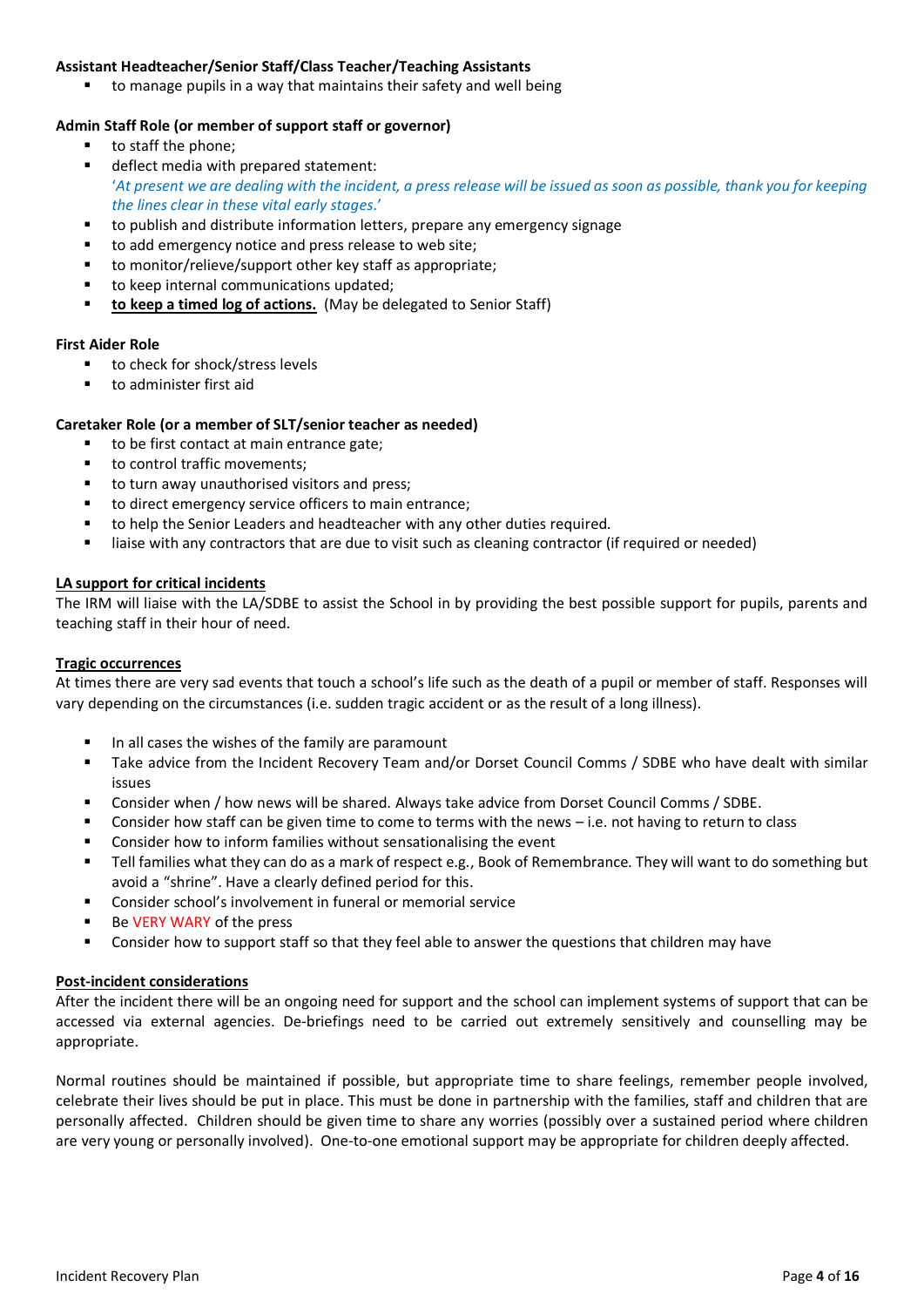**Assistant Headteacher/Senior Staff/Class Teacher/Teaching Assistants**

- to manage pupils in a way that maintains their safety and well being

**Admin Staff Role (or member of support staff or governor)**

- to staff the phone;
- deflect media with prepared statement:
  '*At present we are dealing with the incident, a press release will be issued as soon as possible, thank you for keeping the lines clear in these vital early stages.*'
- to publish and distribute information letters, prepare any emergency signage
- to add emergency notice and press release to web site;
- to monitor/relieve/support other key staff as appropriate;
- to keep internal communications updated;
- **<u>to keep a timed log of actions.</u>** (May be delegated to Senior Staff)

**First Aider Role**

- to check for shock/stress levels
- to administer first aid

**Caretaker Role (or a member of SLT/senior teacher as needed)**

- to be first contact at main entrance gate;
- to control traffic movements;
- to turn away unauthorised visitors and press;
- to direct emergency service officers to main entrance;
- to help the Senior Leaders and headteacher with any other duties required.
- liaise with any contractors that are due to visit such as cleaning contractor (if required or needed)

**<u>LA support for critical incidents</u>**

The IRM will liaise with the LA/SDBE to assist the School in by providing the best possible support for pupils, parents and teaching staff in their hour of need.

**<u>Tragic occurrences</u>**

At times there are very sad events that touch a school's life such as the death of a pupil or member of staff. Responses will vary depending on the circumstances (i.e. sudden tragic accident or as the result of a long illness).

- In all cases the wishes of the family are paramount
- Take advice from the Incident Recovery Team and/or Dorset Council Comms / SDBE who have dealt with similar issues
- Consider when / how news will be shared. Always take advice from Dorset Council Comms / SDBE.
- Consider how staff can be given time to come to terms with the news – i.e. not having to return to class
- Consider how to inform families without sensationalising the event
- Tell families what they can do as a mark of respect e.g., Book of Remembrance. They will want to do something but avoid a "shrine". Have a clearly defined period for this.
- Consider school's involvement in funeral or memorial service
- Be VERY WARY of the press
- Consider how to support staff so that they feel able to answer the questions that children may have

**<u>Post-incident considerations</u>**

After the incident there will be an ongoing need for support and the school can implement systems of support that can be accessed via external agencies. De-briefings need to be carried out extremely sensitively and counselling may be appropriate.

Normal routines should be maintained if possible, but appropriate time to share feelings, remember people involved, celebrate their lives should be put in place. This must be done in partnership with the families, staff and children that are personally affected. Children should be given time to share any worries (possibly over a sustained period where children are very young or personally involved). One-to-one emotional support may be appropriate for children deeply affected.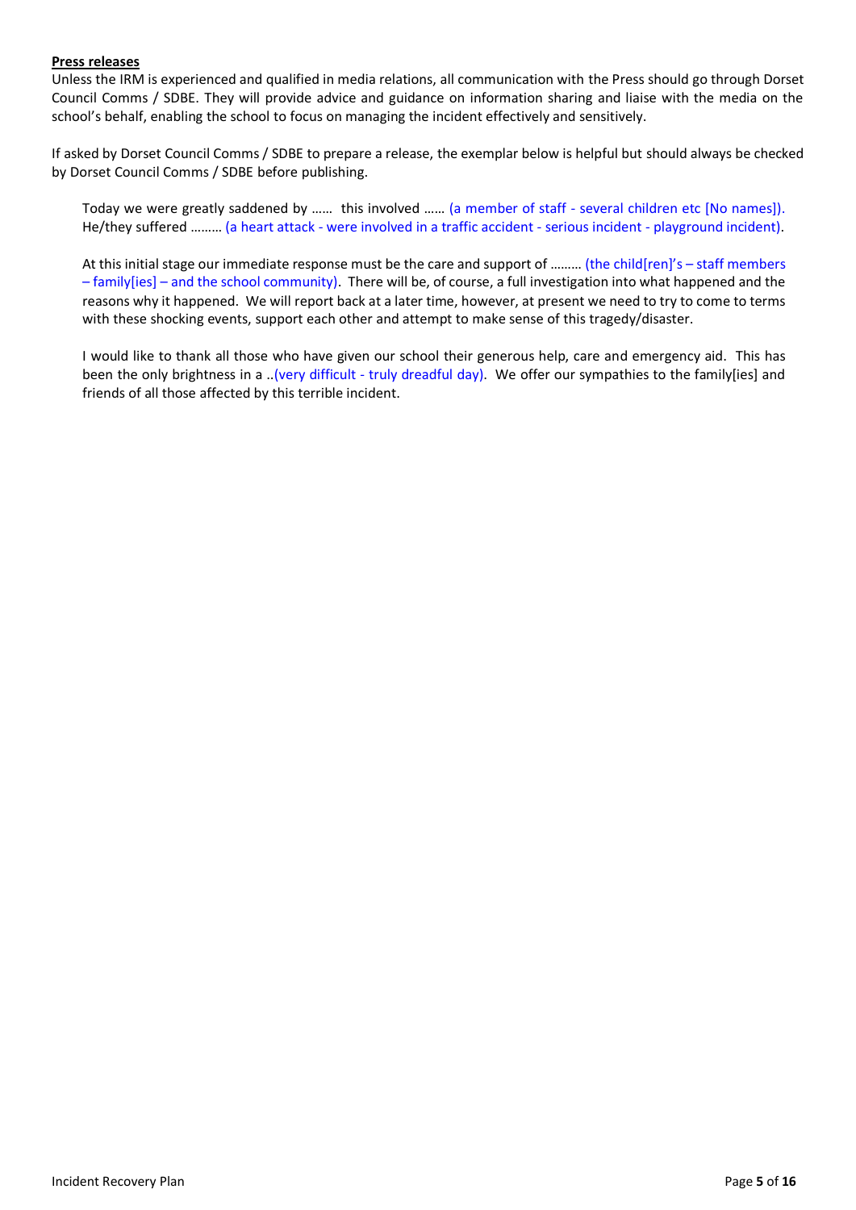**Press releases**

Unless the IRM is experienced and qualified in media relations, all communication with the Press should go through Dorset Council Comms / SDBE. They will provide advice and guidance on information sharing and liaise with the media on the school's behalf, enabling the school to focus on managing the incident effectively and sensitively.

If asked by Dorset Council Comms / SDBE to prepare a release, the exemplar below is helpful but should always be checked by Dorset Council Comms / SDBE before publishing.

> Today we were greatly saddened by …… this involved …… (a member of staff - several children etc [No names]). He/they suffered ……… (a heart attack - were involved in a traffic accident - serious incident - playground incident).
>
> At this initial stage our immediate response must be the care and support of ……… (the child[ren]'s – staff members – family[ies] – and the school community). There will be, of course, a full investigation into what happened and the reasons why it happened. We will report back at a later time, however, at present we need to try to come to terms with these shocking events, support each other and attempt to make sense of this tragedy/disaster.
>
> I would like to thank all those who have given our school their generous help, care and emergency aid. This has been the only brightness in a ..(very difficult - truly dreadful day). We offer our sympathies to the family[ies] and friends of all those affected by this terrible incident.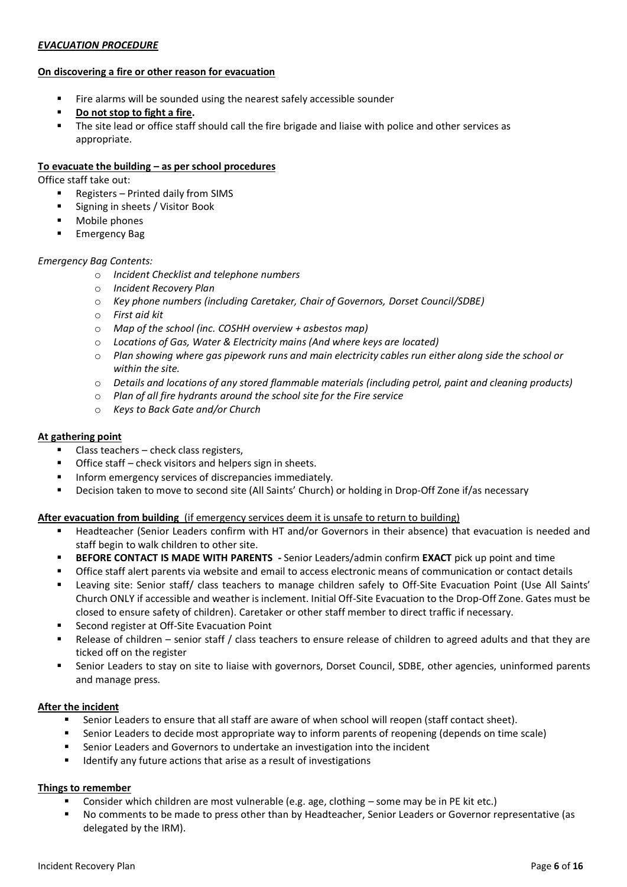***EVACUATION PROCEDURE***

**On discovering a fire or other reason for evacuation**

- Fire alarms will be sounded using the nearest safely accessible sounder
- **Do not stop to fight a fire.**
- The site lead or office staff should call the fire brigade and liaise with police and other services as appropriate.

**To evacuate the building – as per school procedures**

Office staff take out:

- Registers – Printed daily from SIMS
- Signing in sheets / Visitor Book
- Mobile phones
- Emergency Bag

*Emergency Bag Contents:*

- *Incident Checklist and telephone numbers*
- *Incident Recovery Plan*
- *Key phone numbers (including Caretaker, Chair of Governors, Dorset Council/SDBE)*
- *First aid kit*
- *Map of the school (inc. COSHH overview + asbestos map)*
- *Locations of Gas, Water & Electricity mains (And where keys are located)*
- *Plan showing where gas pipework runs and main electricity cables run either along side the school or within the site.*
- *Details and locations of any stored flammable materials (including petrol, paint and cleaning products)*
- *Plan of all fire hydrants around the school site for the Fire service*
- *Keys to Back Gate and/or Church*

**At gathering point**

- Class teachers – check class registers,
- Office staff – check visitors and helpers sign in sheets.
- Inform emergency services of discrepancies immediately.
- Decision taken to move to second site (All Saints' Church) or holding in Drop-Off Zone if/as necessary

**After evacuation from building** (if emergency services deem it is unsafe to return to building)

- Headteacher (Senior Leaders confirm with HT and/or Governors in their absence) that evacuation is needed and staff begin to walk children to other site.
- **BEFORE CONTACT IS MADE WITH PARENTS -** Senior Leaders/admin confirm **EXACT** pick up point and time
- Office staff alert parents via website and email to access electronic means of communication or contact details
- Leaving site: Senior staff/ class teachers to manage children safely to Off-Site Evacuation Point (Use All Saints' Church ONLY if accessible and weather is inclement. Initial Off-Site Evacuation to the Drop-Off Zone. Gates must be closed to ensure safety of children). Caretaker or other staff member to direct traffic if necessary.
- Second register at Off-Site Evacuation Point
- Release of children – senior staff / class teachers to ensure release of children to agreed adults and that they are ticked off on the register
- Senior Leaders to stay on site to liaise with governors, Dorset Council, SDBE, other agencies, uninformed parents and manage press.

**After the incident**

- Senior Leaders to ensure that all staff are aware of when school will reopen (staff contact sheet).
- Senior Leaders to decide most appropriate way to inform parents of reopening (depends on time scale)
- Senior Leaders and Governors to undertake an investigation into the incident
- Identify any future actions that arise as a result of investigations

**Things to remember**

- Consider which children are most vulnerable (e.g. age, clothing – some may be in PE kit etc.)
- No comments to be made to press other than by Headteacher, Senior Leaders or Governor representative (as delegated by the IRM).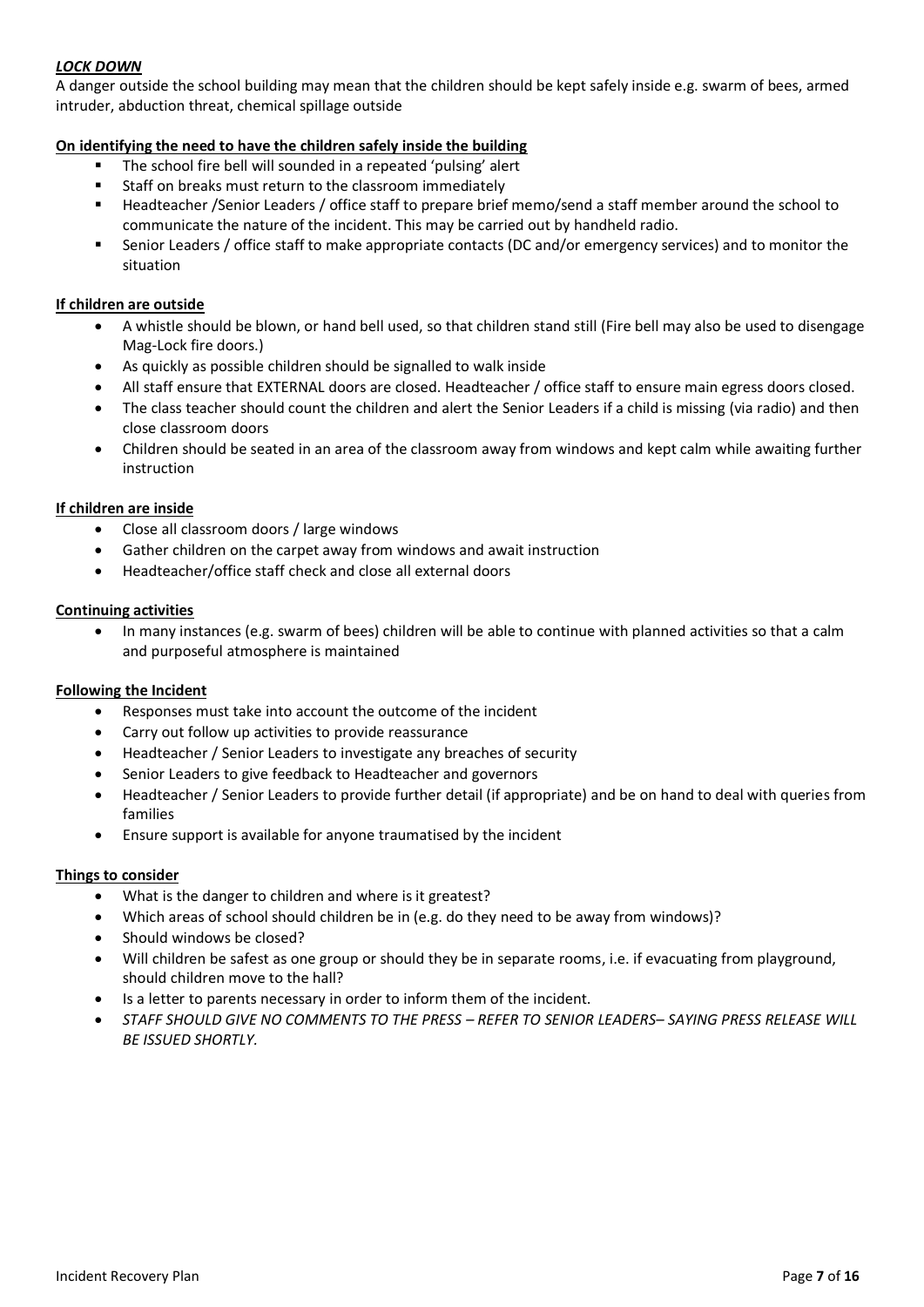## ***LOCK DOWN***

A danger outside the school building may mean that the children should be kept safely inside e.g. swarm of bees, armed intruder, abduction threat, chemical spillage outside

### **On identifying the need to have the children safely inside the building**

- The school fire bell will sounded in a repeated 'pulsing' alert
- Staff on breaks must return to the classroom immediately
- Headteacher /Senior Leaders / office staff to prepare brief memo/send a staff member around the school to communicate the nature of the incident. This may be carried out by handheld radio.
- Senior Leaders / office staff to make appropriate contacts (DC and/or emergency services) and to monitor the situation

### **If children are outside**

- A whistle should be blown, or hand bell used, so that children stand still (Fire bell may also be used to disengage Mag-Lock fire doors.)
- As quickly as possible children should be signalled to walk inside
- All staff ensure that EXTERNAL doors are closed. Headteacher / office staff to ensure main egress doors closed.
- The class teacher should count the children and alert the Senior Leaders if a child is missing (via radio) and then close classroom doors
- Children should be seated in an area of the classroom away from windows and kept calm while awaiting further instruction

### **If children are inside**

- Close all classroom doors / large windows
- Gather children on the carpet away from windows and await instruction
- Headteacher/office staff check and close all external doors

### **Continuing activities**

- In many instances (e.g. swarm of bees) children will be able to continue with planned activities so that a calm and purposeful atmosphere is maintained

### **Following the Incident**

- Responses must take into account the outcome of the incident
- Carry out follow up activities to provide reassurance
- Headteacher / Senior Leaders to investigate any breaches of security
- Senior Leaders to give feedback to Headteacher and governors
- Headteacher / Senior Leaders to provide further detail (if appropriate) and be on hand to deal with queries from families
- Ensure support is available for anyone traumatised by the incident

### **Things to consider**

- What is the danger to children and where is it greatest?
- Which areas of school should children be in (e.g. do they need to be away from windows)?
- Should windows be closed?
- Will children be safest as one group or should they be in separate rooms, i.e. if evacuating from playground, should children move to the hall?
- Is a letter to parents necessary in order to inform them of the incident.
- *STAFF SHOULD GIVE NO COMMENTS TO THE PRESS – REFER TO SENIOR LEADERS– SAYING PRESS RELEASE WILL BE ISSUED SHORTLY.*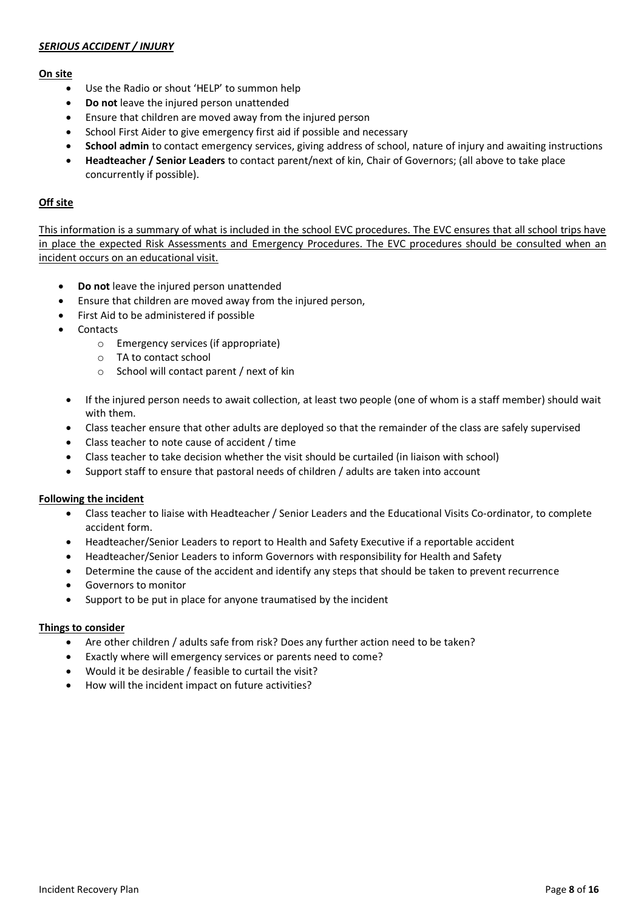***SERIOUS ACCIDENT / INJURY***

**On site**

- Use the Radio or shout 'HELP' to summon help
- **Do not** leave the injured person unattended
- Ensure that children are moved away from the injured person
- School First Aider to give emergency first aid if possible and necessary
- **School admin** to contact emergency services, giving address of school, nature of injury and awaiting instructions
- **Headteacher / Senior Leaders** to contact parent/next of kin, Chair of Governors; (all above to take place concurrently if possible).

**Off site**

This information is a summary of what is included in the school EVC procedures. The EVC ensures that all school trips have in place the expected Risk Assessments and Emergency Procedures. The EVC procedures should be consulted when an incident occurs on an educational visit.

- **Do not** leave the injured person unattended
- Ensure that children are moved away from the injured person,
- First Aid to be administered if possible
- Contacts
    - Emergency services (if appropriate)
    - TA to contact school
    - School will contact parent / next of kin
- If the injured person needs to await collection, at least two people (one of whom is a staff member) should wait with them.
- Class teacher ensure that other adults are deployed so that the remainder of the class are safely supervised
- Class teacher to note cause of accident / time
- Class teacher to take decision whether the visit should be curtailed (in liaison with school)
- Support staff to ensure that pastoral needs of children / adults are taken into account

**Following the incident**

- Class teacher to liaise with Headteacher / Senior Leaders and the Educational Visits Co-ordinator, to complete accident form.
- Headteacher/Senior Leaders to report to Health and Safety Executive if a reportable accident
- Headteacher/Senior Leaders to inform Governors with responsibility for Health and Safety
- Determine the cause of the accident and identify any steps that should be taken to prevent recurrence
- Governors to monitor
- Support to be put in place for anyone traumatised by the incident

**Things to consider**

- Are other children / adults safe from risk? Does any further action need to be taken?
- Exactly where will emergency services or parents need to come?
- Would it be desirable / feasible to curtail the visit?
- How will the incident impact on future activities?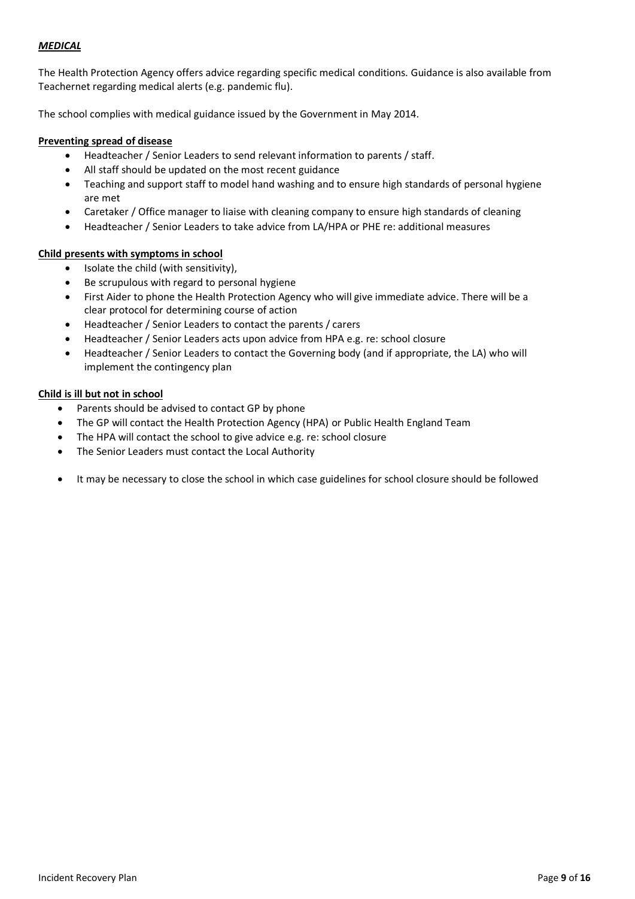***MEDICAL***

The Health Protection Agency offers advice regarding specific medical conditions. Guidance is also available from Teachernet regarding medical alerts (e.g. pandemic flu).

The school complies with medical guidance issued by the Government in May 2014.

**Preventing spread of disease**

- Headteacher / Senior Leaders to send relevant information to parents / staff.
- All staff should be updated on the most recent guidance
- Teaching and support staff to model hand washing and to ensure high standards of personal hygiene are met
- Caretaker / Office manager to liaise with cleaning company to ensure high standards of cleaning
- Headteacher / Senior Leaders to take advice from LA/HPA or PHE re: additional measures

**Child presents with symptoms in school**

- Isolate the child (with sensitivity),
- Be scrupulous with regard to personal hygiene
- First Aider to phone the Health Protection Agency who will give immediate advice. There will be a clear protocol for determining course of action
- Headteacher / Senior Leaders to contact the parents / carers
- Headteacher / Senior Leaders acts upon advice from HPA e.g. re: school closure
- Headteacher / Senior Leaders to contact the Governing body (and if appropriate, the LA) who will implement the contingency plan

**Child is ill but not in school**

- Parents should be advised to contact GP by phone
- The GP will contact the Health Protection Agency (HPA) or Public Health England Team
- The HPA will contact the school to give advice e.g. re: school closure
- The Senior Leaders must contact the Local Authority

- It may be necessary to close the school in which case guidelines for school closure should be followed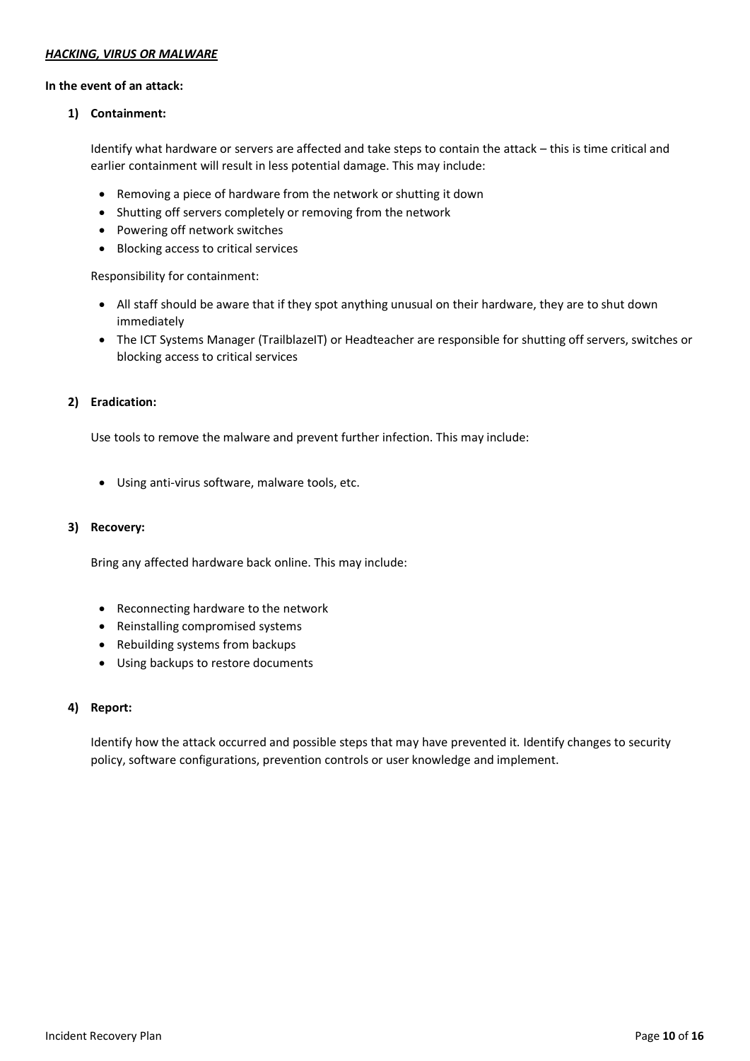***HACKING, VIRUS OR MALWARE***

**In the event of an attack:**

1) **Containment:**

   Identify what hardware or servers are affected and take steps to contain the attack – this is time critical and earlier containment will result in less potential damage. This may include:

   - Removing a piece of hardware from the network or shutting it down
   - Shutting off servers completely or removing from the network
   - Powering off network switches
   - Blocking access to critical services

   Responsibility for containment:

   - All staff should be aware that if they spot anything unusual on their hardware, they are to shut down immediately
   - The ICT Systems Manager (TrailblazeIT) or Headteacher are responsible for shutting off servers, switches or blocking access to critical services

2) **Eradication:**

   Use tools to remove the malware and prevent further infection. This may include:

   - Using anti-virus software, malware tools, etc.

3) **Recovery:**

   Bring any affected hardware back online. This may include:

   - Reconnecting hardware to the network
   - Reinstalling compromised systems
   - Rebuilding systems from backups
   - Using backups to restore documents

4) **Report:**

   Identify how the attack occurred and possible steps that may have prevented it. Identify changes to security policy, software configurations, prevention controls or user knowledge and implement.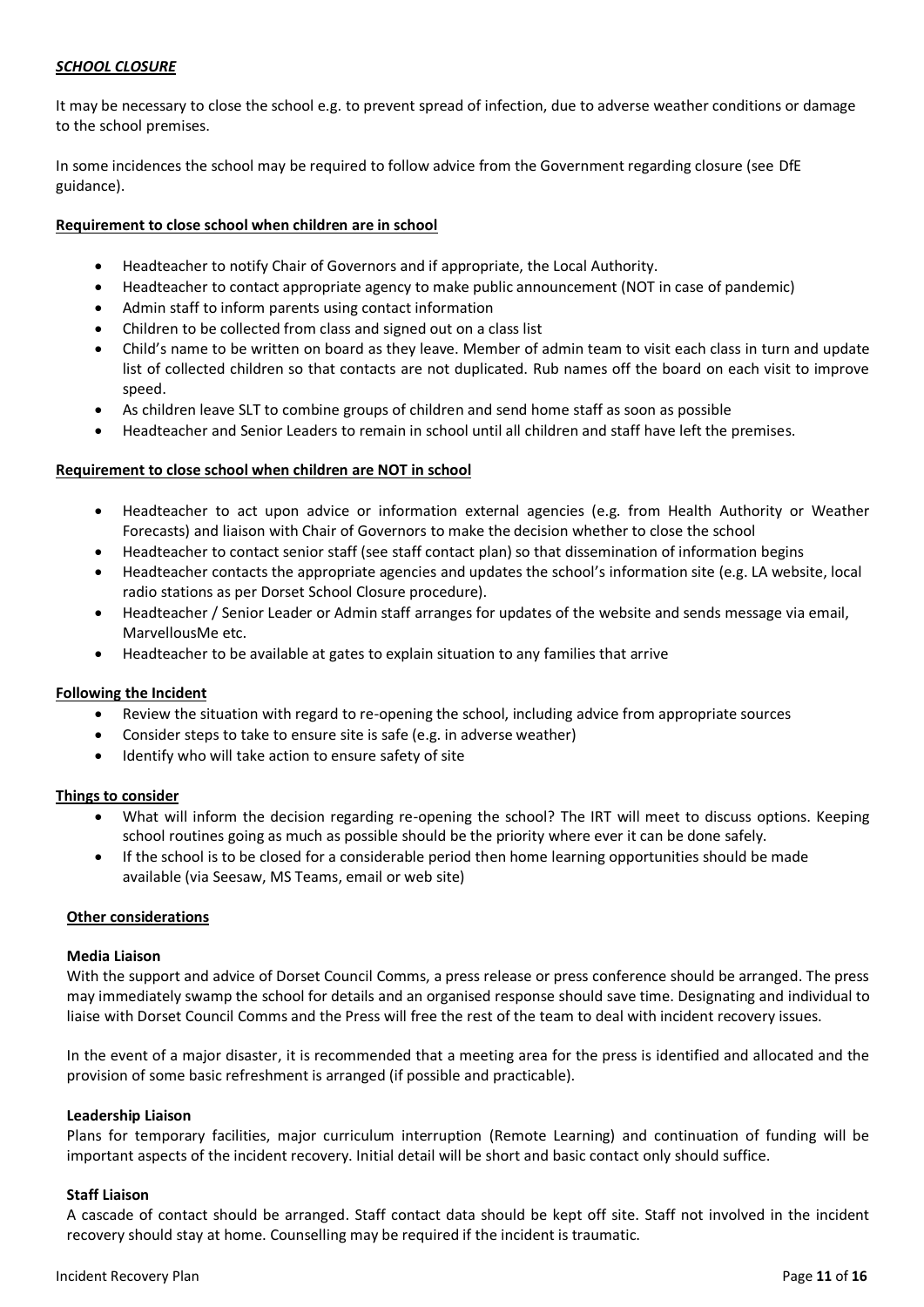***SCHOOL CLOSURE***

It may be necessary to close the school e.g. to prevent spread of infection, due to adverse weather conditions or damage to the school premises.

In some incidences the school may be required to follow advice from the Government regarding closure (see DfE guidance).

**Requirement to close school when children are in school**

- Headteacher to notify Chair of Governors and if appropriate, the Local Authority.
- Headteacher to contact appropriate agency to make public announcement (NOT in case of pandemic)
- Admin staff to inform parents using contact information
- Children to be collected from class and signed out on a class list
- Child's name to be written on board as they leave. Member of admin team to visit each class in turn and update list of collected children so that contacts are not duplicated. Rub names off the board on each visit to improve speed.
- As children leave SLT to combine groups of children and send home staff as soon as possible
- Headteacher and Senior Leaders to remain in school until all children and staff have left the premises.

**Requirement to close school when children are NOT in school**

- Headteacher to act upon advice or information external agencies (e.g. from Health Authority or Weather Forecasts) and liaison with Chair of Governors to make the decision whether to close the school
- Headteacher to contact senior staff (see staff contact plan) so that dissemination of information begins
- Headteacher contacts the appropriate agencies and updates the school's information site (e.g. LA website, local radio stations as per Dorset School Closure procedure).
- Headteacher / Senior Leader or Admin staff arranges for updates of the website and sends message via email, MarvellousMe etc.
- Headteacher to be available at gates to explain situation to any families that arrive

**Following the Incident**

- Review the situation with regard to re-opening the school, including advice from appropriate sources
- Consider steps to take to ensure site is safe (e.g. in adverse weather)
- Identify who will take action to ensure safety of site

**Things to consider**

- What will inform the decision regarding re-opening the school? The IRT will meet to discuss options. Keeping school routines going as much as possible should be the priority where ever it can be done safely.
- If the school is to be closed for a considerable period then home learning opportunities should be made available (via Seesaw, MS Teams, email or web site)

**Other considerations**

**Media Liaison**

With the support and advice of Dorset Council Comms, a press release or press conference should be arranged. The press may immediately swamp the school for details and an organised response should save time. Designating and individual to liaise with Dorset Council Comms and the Press will free the rest of the team to deal with incident recovery issues.

In the event of a major disaster, it is recommended that a meeting area for the press is identified and allocated and the provision of some basic refreshment is arranged (if possible and practicable).

**Leadership Liaison**

Plans for temporary facilities, major curriculum interruption (Remote Learning) and continuation of funding will be important aspects of the incident recovery. Initial detail will be short and basic contact only should suffice.

**Staff Liaison**

A cascade of contact should be arranged. Staff contact data should be kept off site. Staff not involved in the incident recovery should stay at home. Counselling may be required if the incident is traumatic.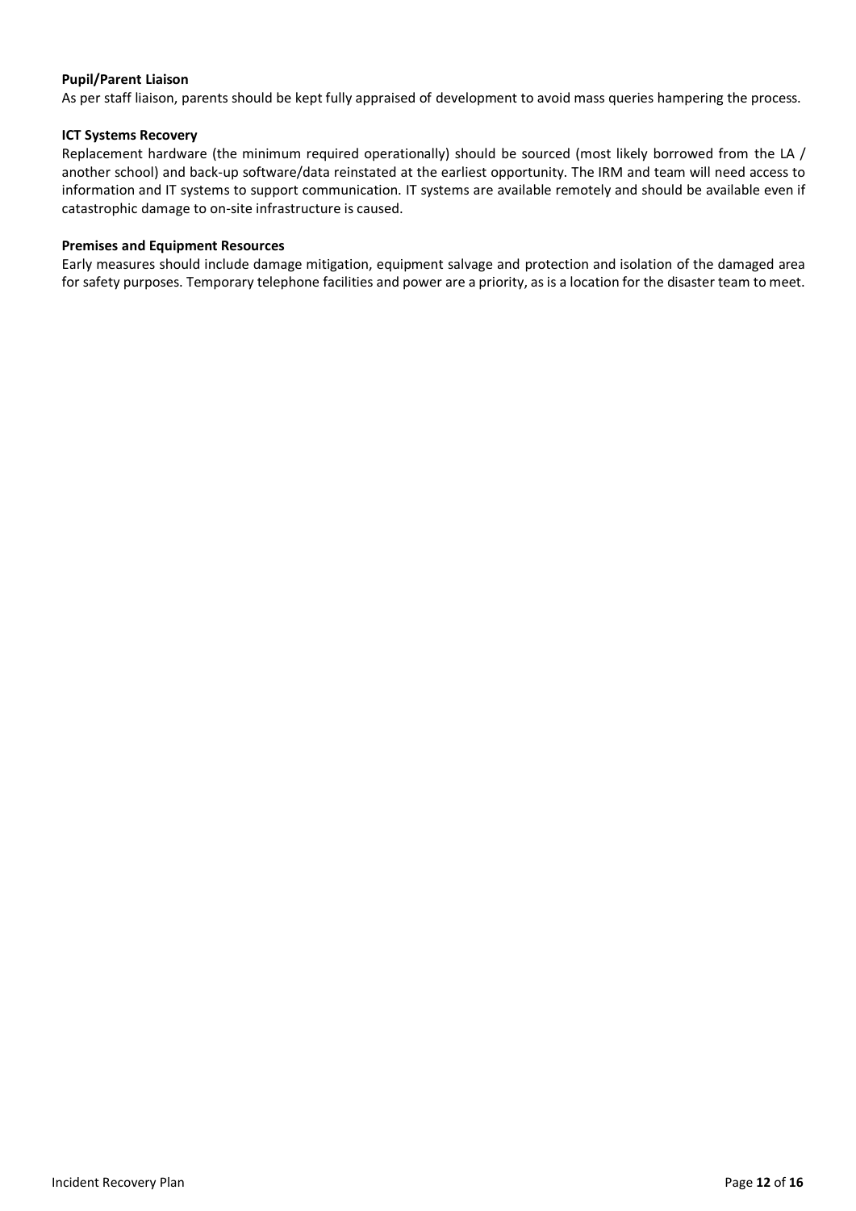**Pupil/Parent Liaison**

As per staff liaison, parents should be kept fully appraised of development to avoid mass queries hampering the process.

**ICT Systems Recovery**

Replacement hardware (the minimum required operationally) should be sourced (most likely borrowed from the LA / another school) and back-up software/data reinstated at the earliest opportunity. The IRM and team will need access to information and IT systems to support communication. IT systems are available remotely and should be available even if catastrophic damage to on-site infrastructure is caused.

**Premises and Equipment Resources**

Early measures should include damage mitigation, equipment salvage and protection and isolation of the damaged area for safety purposes. Temporary telephone facilities and power are a priority, as is a location for the disaster team to meet.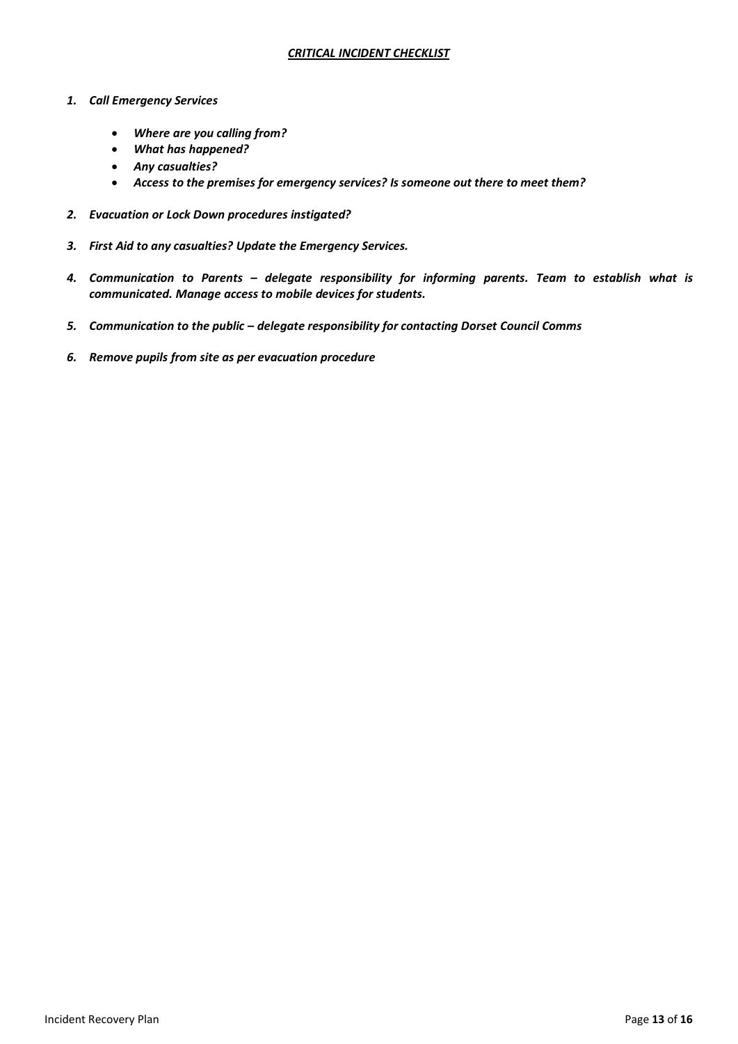## ***CRITICAL INCIDENT CHECKLIST***

1. ***Call Emergency Services***
   - ***Where are you calling from?***
   - ***What has happened?***
   - ***Any casualties?***
   - ***Access to the premises for emergency services? Is someone out there to meet them?***

2. ***Evacuation or Lock Down procedures instigated?***

3. ***First Aid to any casualties? Update the Emergency Services.***

4. ***Communication to Parents – delegate responsibility for informing parents. Team to establish what is communicated. Manage access to mobile devices for students.***

5. ***Communication to the public – delegate responsibility for contacting Dorset Council Comms***

6. ***Remove pupils from site as per evacuation procedure***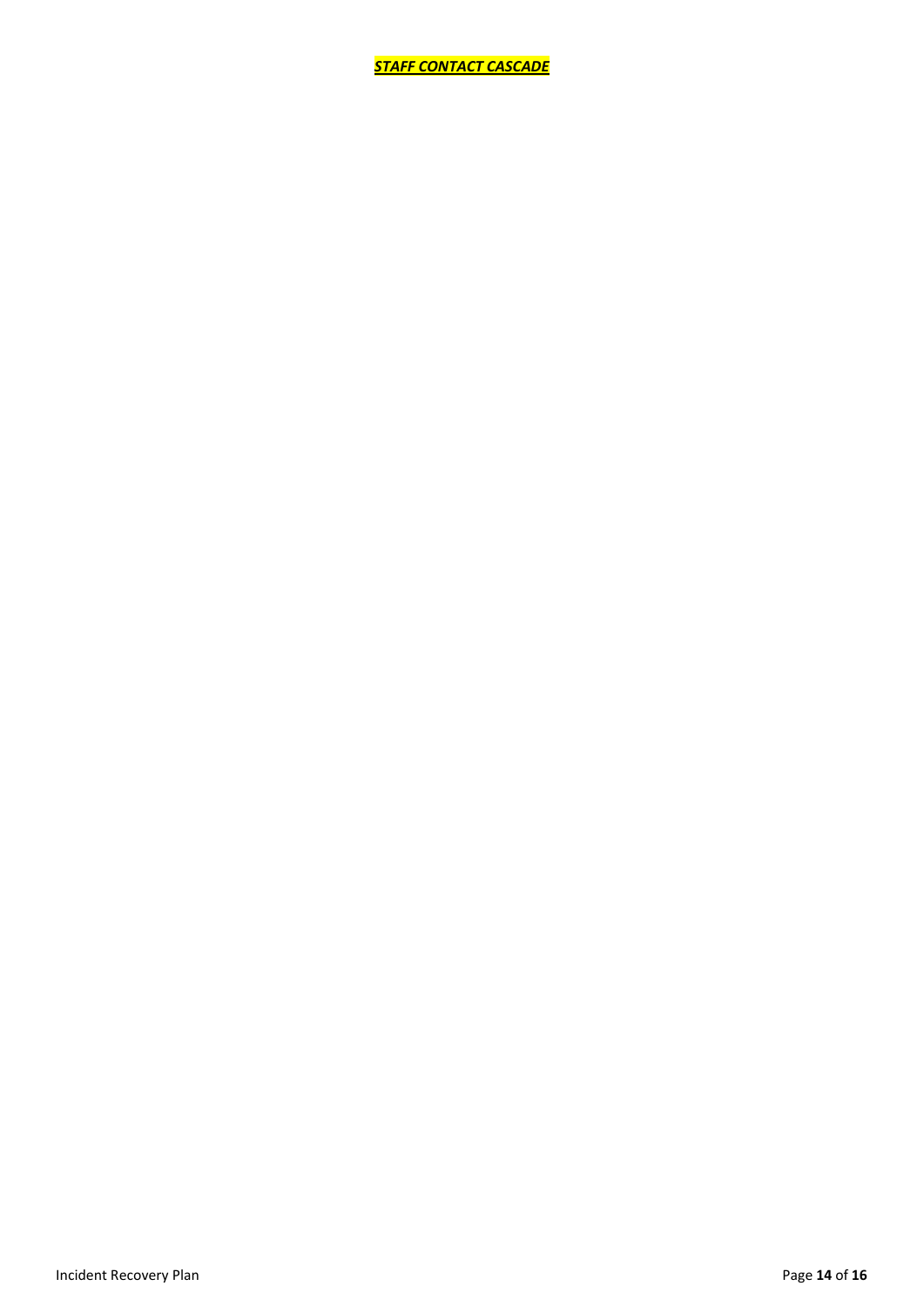## ***STAFF CONTACT CASCADE***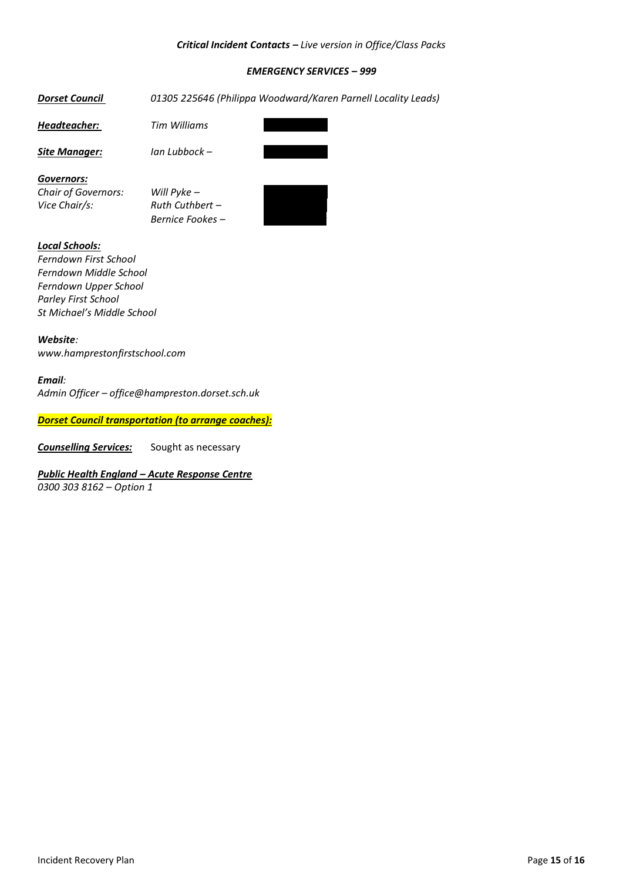***Critical Incident Contacts –** Live version in Office/Class Packs*

***EMERGENCY SERVICES – 999***

***Dorset Council*** *01305 225646 (Philippa Woodward/Karen Parnell Locality Leads)*

***Headteacher:*** *Tim Williams*

***Site Manager:*** *Ian Lubbock –*

***Governors:***

*Chair of Governors:* *Will Pyke –*

*Vice Chair/s:* *Ruth Cuthbert –*

*Bernice Fookes –*

***Local Schools:***

*Ferndown First School*
*Ferndown Middle School*
*Ferndown Upper School*
*Parley First School*
*St Michael's Middle School*

***Website**:*
*www.hamprestonfirstschool.com*

***Email**:*
*Admin Officer – office@hampreston.dorset.sch.uk*

***Dorset Council transportation (to arrange coaches):***

***Counselling Services:*** Sought as necessary

***Public Health England – Acute Response Centre***
*0300 303 8162 – Option 1*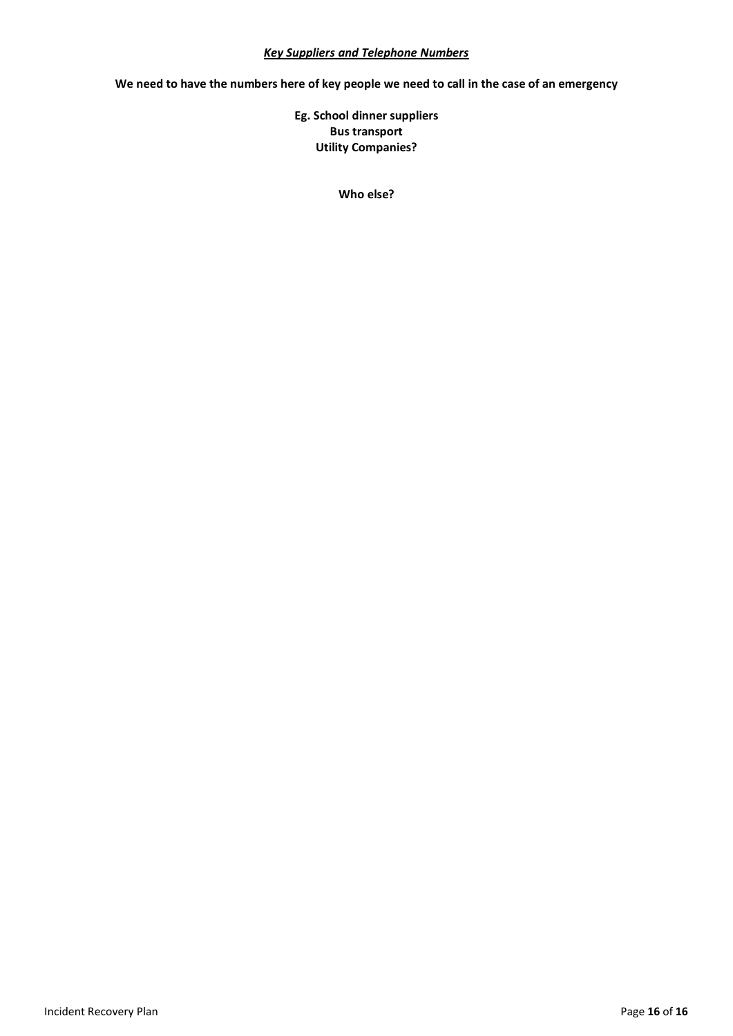## ***Key Suppliers and Telephone Numbers***

**We need to have the numbers here of key people we need to call in the case of an emergency**

**Eg. School dinner suppliers**
**Bus transport**
**Utility Companies?**

**Who else?**